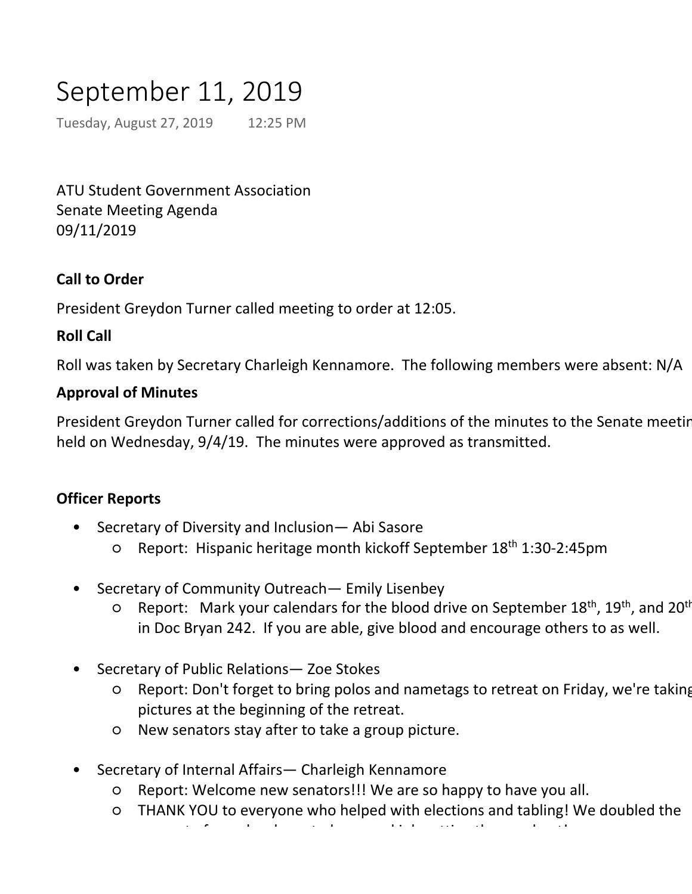# September 11, 2019

Tuesday, August 27, 2019 12:25 PM

ATU Student Government Association
Senate Meeting Agenda
09/11/2019

**Call to Order**

President Greydon Turner called meeting to order at 12:05.

**Roll Call**

Roll was taken by Secretary Charleigh Kennamore. The following members were absent: N/A

**Approval of Minutes**

President Greydon Turner called for corrections/additions of the minutes to the Senate meetin held on Wednesday, 9/4/19. The minutes were approved as transmitted.

**Officer Reports**

- Secretary of Diversity and Inclusion— Abi Sasore
  - Report: Hispanic heritage month kickoff September 18th 1:30-2:45pm
- Secretary of Community Outreach— Emily Lisenbey
  - Report: Mark your calendars for the blood drive on September 18th, 19th, and 20th in Doc Bryan 242. If you are able, give blood and encourage others to as well.
- Secretary of Public Relations— Zoe Stokes
  - Report: Don't forget to bring polos and nametags to retreat on Friday, we're taking pictures at the beginning of the retreat.
  - New senators stay after to take a group picture.
- Secretary of Internal Affairs— Charleigh Kennamore
  - Report: Welcome new senators!!! We are so happy to have you all.
  - THANK YOU to everyone who helped with elections and tabling! We doubled the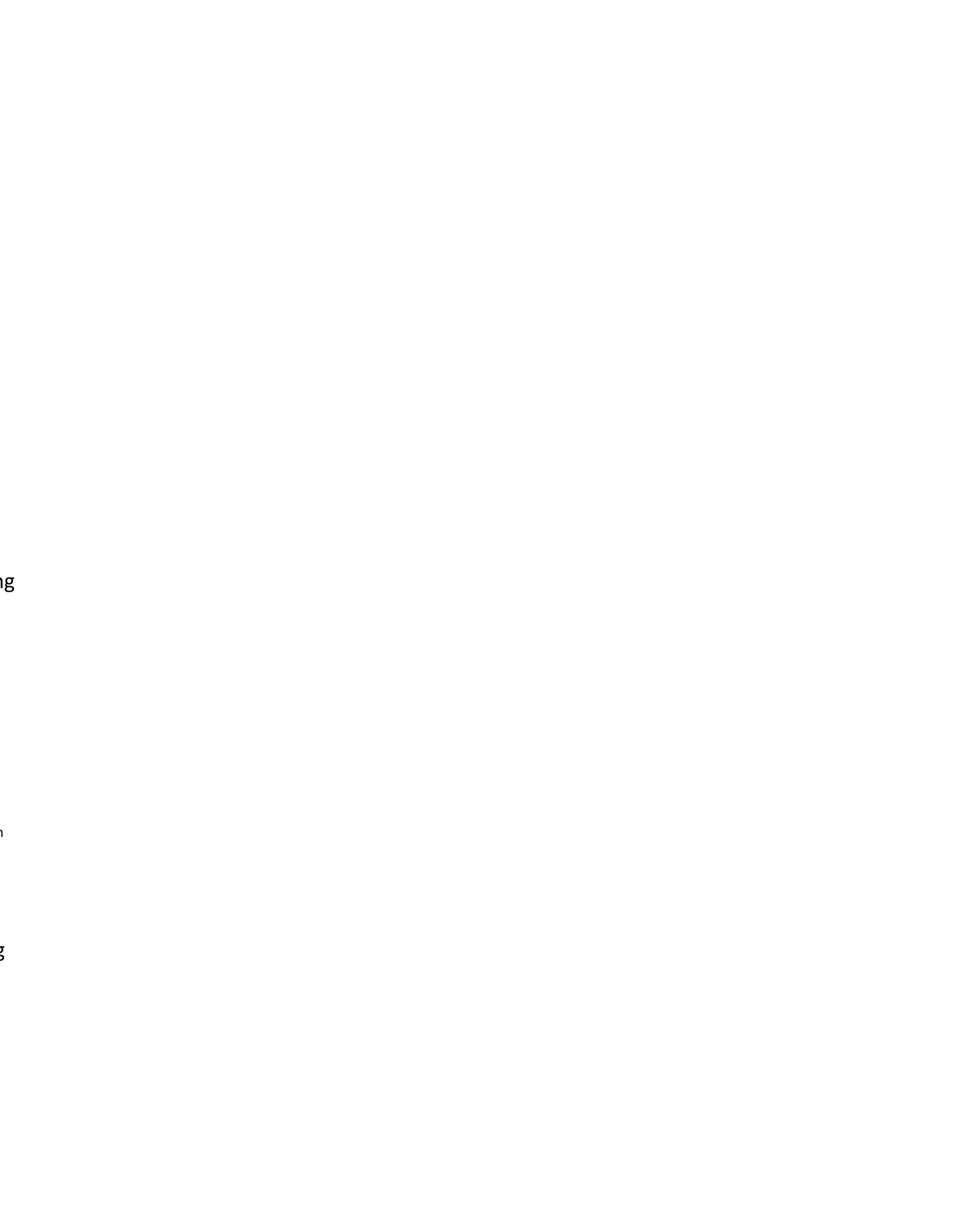ng

n

g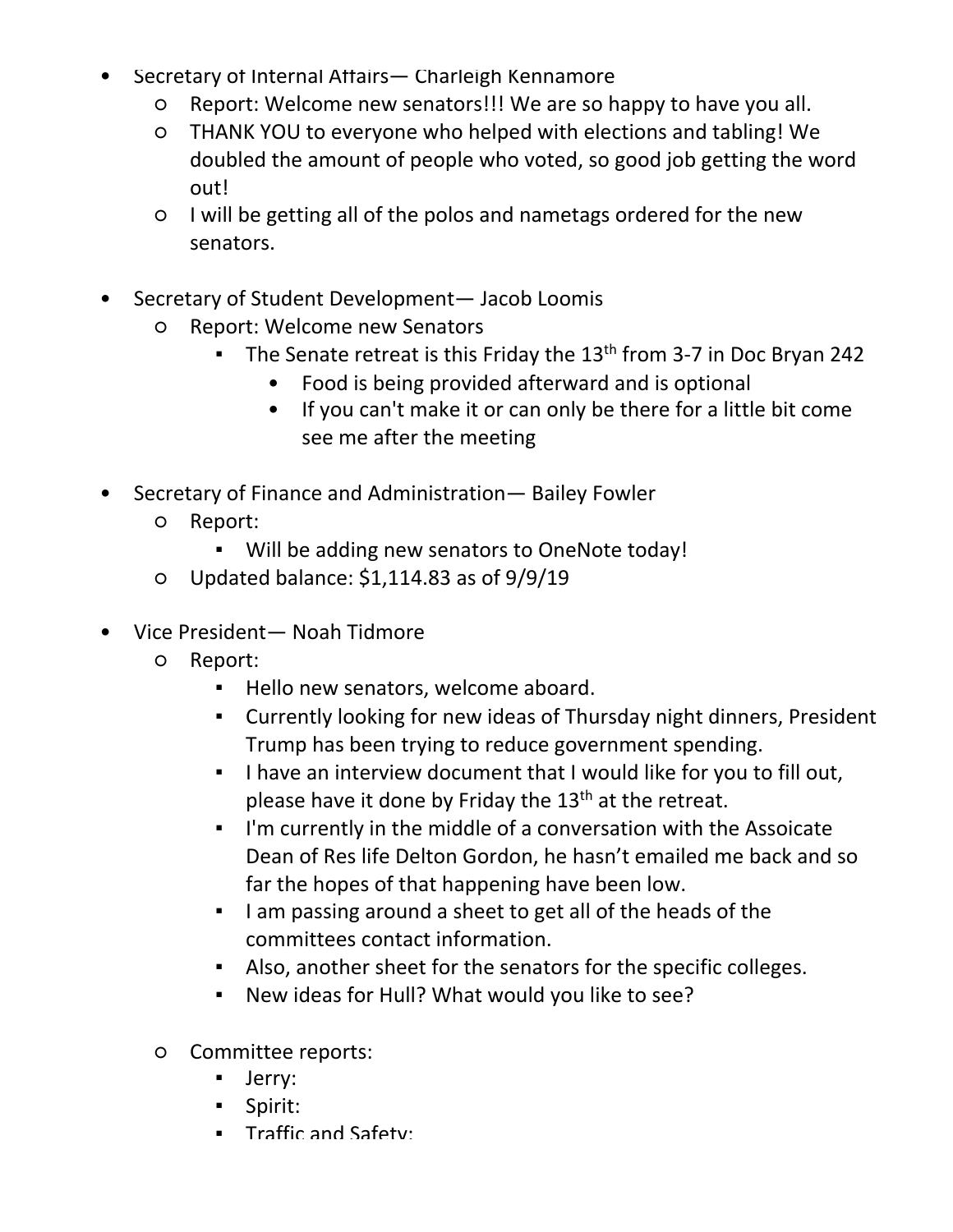- Secretary of Internal Affairs— Charleigh Kennamore
    - Report: Welcome new senators!!! We are so happy to have you all.
    - THANK YOU to everyone who helped with elections and tabling! We doubled the amount of people who voted, so good job getting the word out!
    - I will be getting all of the polos and nametags ordered for the new senators.

- Secretary of Student Development— Jacob Loomis
    - Report: Welcome new Senators
        - The Senate retreat is this Friday the 13th from 3-7 in Doc Bryan 242
            - Food is being provided afterward and is optional
            - If you can't make it or can only be there for a little bit come see me after the meeting

- Secretary of Finance and Administration— Bailey Fowler
    - Report:
        - Will be adding new senators to OneNote today!
    - Updated balance: $1,114.83 as of 9/9/19

- Vice President— Noah Tidmore
    - Report:
        - Hello new senators, welcome aboard.
        - Currently looking for new ideas of Thursday night dinners, President Trump has been trying to reduce government spending.
        - I have an interview document that I would like for you to fill out, please have it done by Friday the 13th at the retreat.
        - I'm currently in the middle of a conversation with the Assoicate Dean of Res life Delton Gordon, he hasn't emailed me back and so far the hopes of that happening have been low.
        - I am passing around a sheet to get all of the heads of the committees contact information.
        - Also, another sheet for the senators for the specific colleges.
        - New ideas for Hull? What would you like to see?

    - Committee reports:
        - Jerry:
        - Spirit:
        - Traffic and Safety: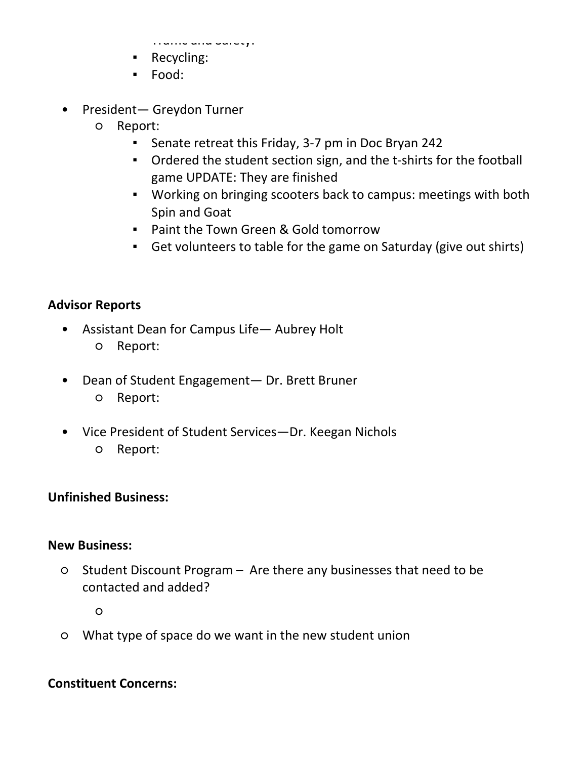- Traffic and Safety:
   - Recycling:
   - Food:

- President— Greydon Turner
  - Report:
    - Senate retreat this Friday, 3-7 pm in Doc Bryan 242
    - Ordered the student section sign, and the t-shirts for the football game UPDATE: They are finished
    - Working on bringing scooters back to campus: meetings with both Spin and Goat
    - Paint the Town Green & Gold tomorrow
    - Get volunteers to table for the game on Saturday (give out shirts)

**Advisor Reports**

- Assistant Dean for Campus Life— Aubrey Holt
  - Report:

- Dean of Student Engagement— Dr. Brett Bruner
  - Report:

- Vice President of Student Services—Dr. Keegan Nichols
  - Report:

**Unfinished Business:**

**New Business:**

- Student Discount Program – Are there any businesses that need to be contacted and added?
  -
- What type of space do we want in the new student union

**Constituent Concerns:**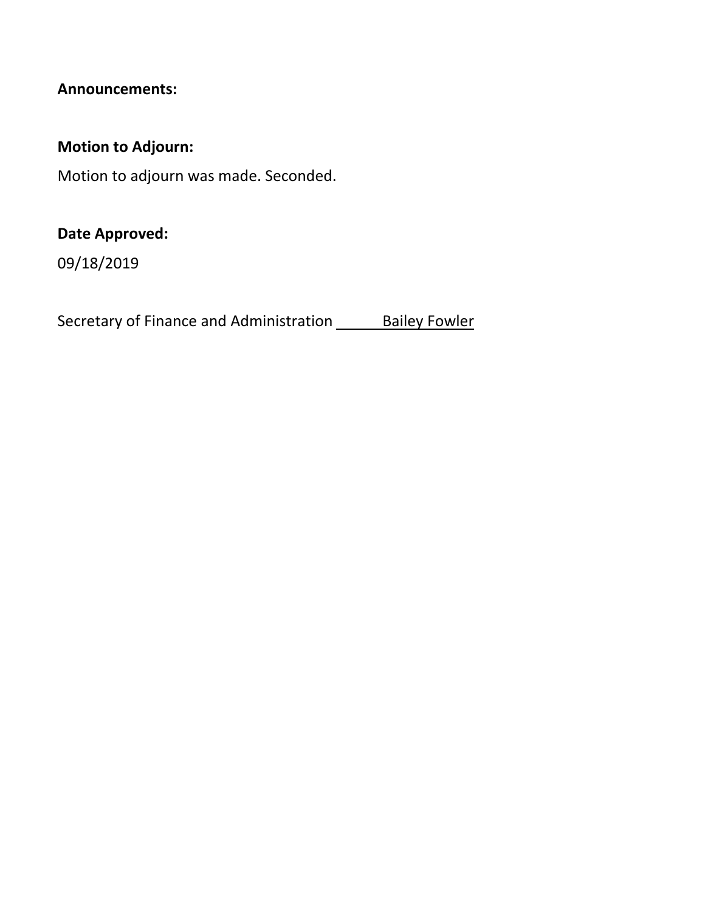**Announcements:**

**Motion to Adjourn:**

Motion to adjourn was made. Seconded.

**Date Approved:**

09/18/2019

Secretary of Finance and Administration Bailey Fowler